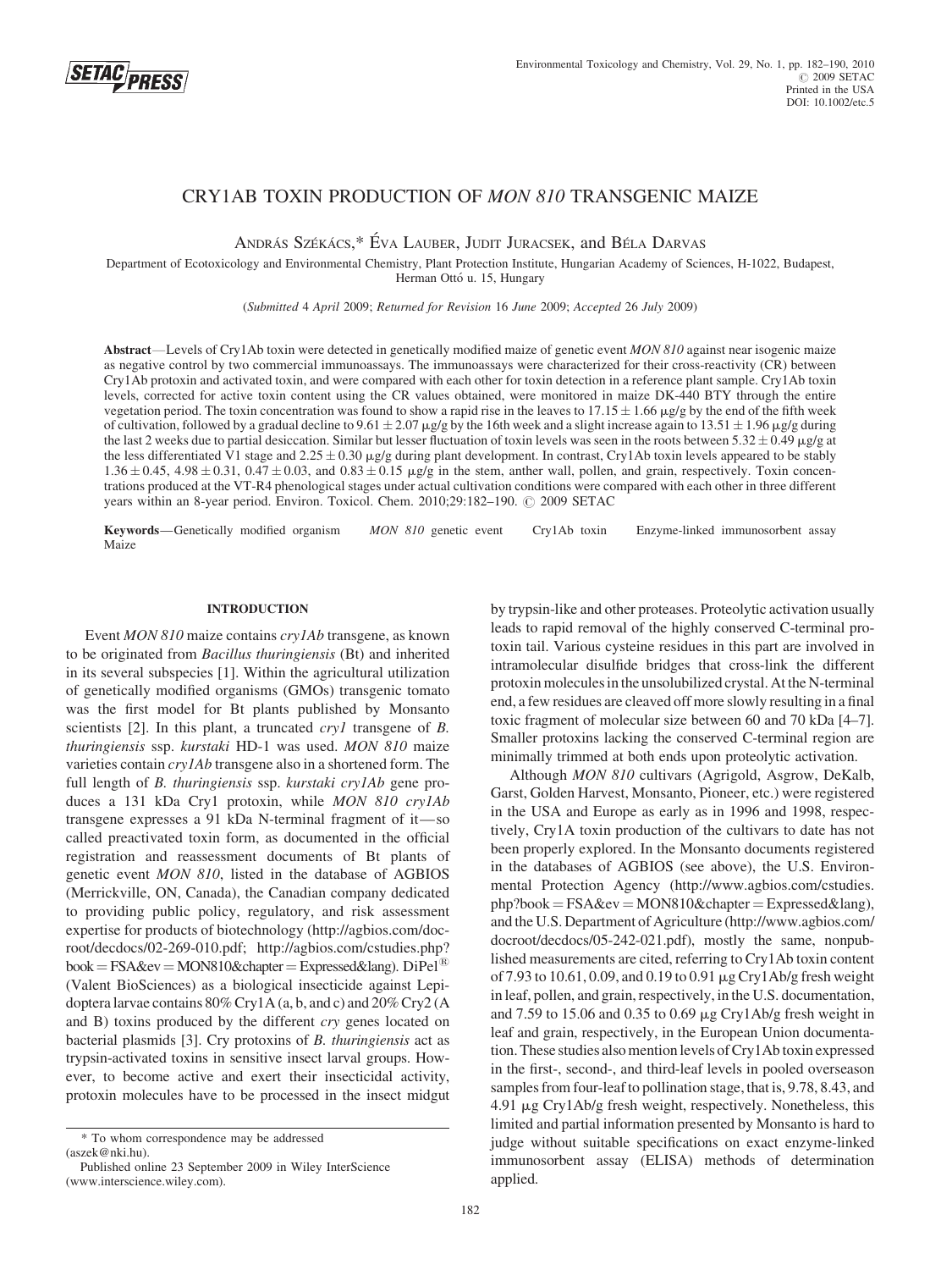# CRY1AB TOXIN PRODUCTION OF *MON 810* TRANSGENIC MAIZE

András Székács,* Éva Lauber, Judit Juracsek, and Béla Darvas

Department of Ecotoxicology and Environmental Chemistry, Plant Protection Institute, Hungarian Academy of Sciences, H-1022, Budapest, Herman Ottó u. 15, Hungary

(*Submitted* 4 April 2009; *Returned for Revision* 16 June 2009; *Accepted* 26 July 2009)

**Abstract**—Levels of Cry1Ab toxin were detected in genetically modified maize of genetic event *MON 810* against near isogenic maize as negative control by two commercial immunoassays. The immunoassays were characterized for their cross-reactivity (CR) between Cry1Ab protoxin and activated toxin, and were compared with each other for toxin detection in a reference plant sample. Cry1Ab toxin levels, corrected for active toxin content using the CR values obtained, were monitored in maize DK-440 BTY through the entire vegetation period. The toxin concentration was found to show a rapid rise in the leaves to $17.15 \pm 1.66$ μg/g by the end of the fifth week of cultivation, followed by a gradual decline to $9.61 \pm 2.07$ μg/g by the 16th week and a slight increase again to $13.51 \pm 1.96$ μg/g during the last 2 weeks due to partial desiccation. Similar but lesser fluctuation of toxin levels was seen in the roots between $5.32 \pm 0.49$ μg/g at the less differentiated V1 stage and $2.25 \pm 0.30$ μg/g during plant development. In contrast, Cry1Ab toxin levels appeared to be stably $1.36 \pm 0.45$, $4.98 \pm 0.31$, $0.47 \pm 0.03$, and $0.83 \pm 0.15$ μg/g in the stem, anther wall, pollen, and grain, respectively. Toxin concentrations produced at the VT-R4 phenological stages under actual cultivation conditions were compared with each other in three different years within an 8-year period. Environ. Toxicol. Chem. 2010;29:182–190. © 2009 SETAC

**Keywords**—Genetically modified organism *MON 810* genetic event Cry1Ab toxin Enzyme-linked immunosorbent assay Maize

## INTRODUCTION

Event *MON 810* maize contains *cry1Ab* transgene, as known to be originated from *Bacillus thuringiensis* (Bt) and inherited in its several subspecies [1]. Within the agricultural utilization of genetically modified organisms (GMOs) transgenic tomato was the first model for Bt plants published by Monsanto scientists [2]. In this plant, a truncated *cry1* transgene of *B. thuringiensis* ssp. *kurstaki* HD-1 was used. *MON 810* maize varieties contain *cry1Ab* transgene also in a shortened form. The full length of *B. thuringiensis* ssp. *kurstaki cry1Ab* gene produces a 131 kDa Cry1 protoxin, while *MON 810 cry1Ab* transgene expresses a 91 kDa N-terminal fragment of it—so called preactivated toxin form, as documented in the official registration and reassessment documents of Bt plants of genetic event *MON 810*, listed in the database of AGBIOS (Merrickville, ON, Canada), the Canadian company dedicated to providing public policy, regulatory, and risk assessment expertise for products of biotechnology (http://agbios.com/docroot/decdocs/02-269-010.pdf; http://agbios.com/cstudies.php?book=FSA&ev=MON810&chapter=Expressed&lang). DiPel® (Valent BioSciences) as a biological insecticide against Lepidoptera larvae contains 80% Cry1A (a, b, and c) and 20% Cry2 (A and B) toxins produced by the different *cry* genes located on bacterial plasmids [3]. Cry protoxins of *B. thuringiensis* act as trypsin-activated toxins in sensitive insect larval groups. However, to become active and exert their insecticidal activity, protoxin molecules have to be processed in the insect midgut by trypsin-like and other proteases. Proteolytic activation usually leads to rapid removal of the highly conserved C-terminal protoxin tail. Various cysteine residues in this part are involved in intramolecular disulfide bridges that cross-link the different protoxin molecules in the unsolubilized crystal. At the N-terminal end, a few residues are cleaved off more slowly resulting in a final toxic fragment of molecular size between 60 and 70 kDa [4–7]. Smaller protoxins lacking the conserved C-terminal region are minimally trimmed at both ends upon proteolytic activation.

Although *MON 810* cultivars (Agrigold, Asgrow, DeKalb, Garst, Golden Harvest, Monsanto, Pioneer, etc.) were registered in the USA and Europe as early as in 1996 and 1998, respectively, Cry1A toxin production of the cultivars to date has not been properly explored. In the Monsanto documents registered in the databases of AGBIOS (see above), the U.S. Environmental Protection Agency (http://www.agbios.com/cstudies.php?book=FSA&ev=MON810&chapter=Expressed&lang), and the U.S. Department of Agriculture (http://www.agbios.com/docroot/decdocs/05-242-021.pdf), mostly the same, nonpublished measurements are cited, referring to Cry1Ab toxin content of 7.93 to 10.61, 0.09, and 0.19 to 0.91 μg Cry1Ab/g fresh weight in leaf, pollen, and grain, respectively, in the U.S. documentation, and 7.59 to 15.06 and 0.35 to 0.69 μg Cry1Ab/g fresh weight in leaf and grain, respectively, in the European Union documentation. These studies also mention levels of Cry1Ab toxin expressed in the first-, second-, and third-leaf levels in pooled overseason samples from four-leaf to pollination stage, that is, 9.78, 8.43, and 4.91 μg Cry1Ab/g fresh weight, respectively. Nonetheless, this limited and partial information presented by Monsanto is hard to judge without suitable specifications on exact enzyme-linked immunosorbent assay (ELISA) methods of determination applied.

* To whom correspondence may be addressed (aszek@nki.hu).

Published online 23 September 2009 in Wiley InterScience (www.interscience.wiley.com).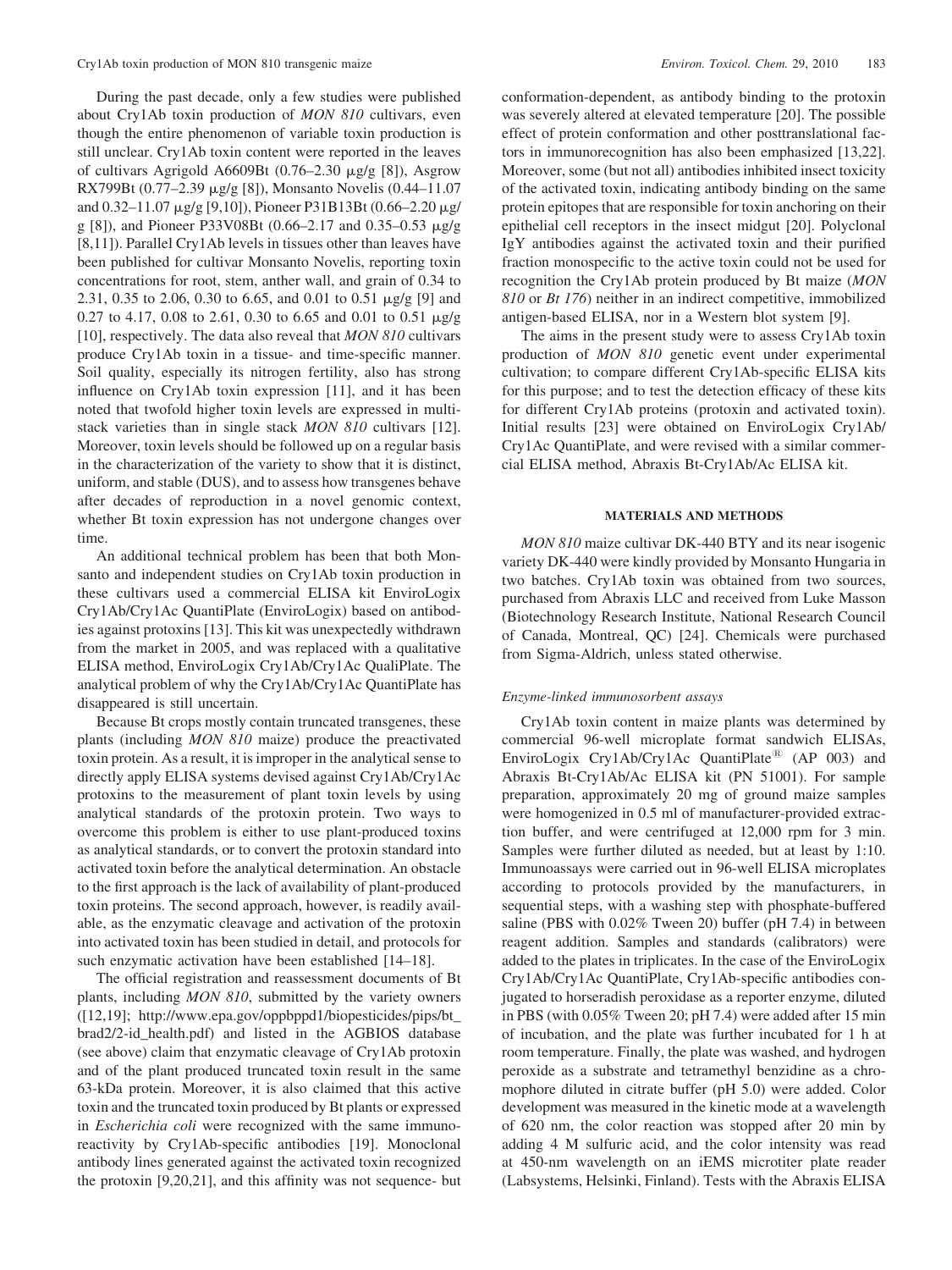During the past decade, only a few studies were published about Cry1Ab toxin production of *MON 810* cultivars, even though the entire phenomenon of variable toxin production is still unclear. Cry1Ab toxin content were reported in the leaves of cultivars Agrigold A6609Bt (0.76–2.30 μg/g [8]), Asgrow RX799Bt (0.77–2.39 μg/g [8]), Monsanto Novelis (0.44–11.07 and 0.32–11.07 μg/g [9,10]), Pioneer P31B13Bt (0.66–2.20 μg/g [8]), and Pioneer P33V08Bt (0.66–2.17 and 0.35–0.53 μg/g [8,11]). Parallel Cry1Ab levels in tissues other than leaves have been published for cultivar Monsanto Novelis, reporting toxin concentrations for root, stem, anther wall, and grain of 0.34 to 2.31, 0.35 to 2.06, 0.30 to 6.65, and 0.01 to 0.51 μg/g [9] and 0.27 to 4.17, 0.08 to 2.61, 0.30 to 6.65 and 0.01 to 0.51 μg/g [10], respectively. The data also reveal that *MON 810* cultivars produce Cry1Ab toxin in a tissue- and time-specific manner. Soil quality, especially its nitrogen fertility, also has strong influence on Cry1Ab toxin expression [11], and it has been noted that twofold higher toxin levels are expressed in multistack varieties than in single stack *MON 810* cultivars [12]. Moreover, toxin levels should be followed up on a regular basis in the characterization of the variety to show that it is distinct, uniform, and stable (DUS), and to assess how transgenes behave after decades of reproduction in a novel genomic context, whether Bt toxin expression has not undergone changes over time.

An additional technical problem has been that both Monsanto and independent studies on Cry1Ab toxin production in these cultivars used a commercial ELISA kit EnviroLogix Cry1Ab/Cry1Ac QuantiPlate (EnviroLogix) based on antibodies against protoxins [13]. This kit was unexpectedly withdrawn from the market in 2005, and was replaced with a qualitative ELISA method, EnviroLogix Cry1Ab/Cry1Ac QualiPlate. The analytical problem of why the Cry1Ab/Cry1Ac QuantiPlate has disappeared is still uncertain.

Because Bt crops mostly contain truncated transgenes, these plants (including *MON 810* maize) produce the preactivated toxin protein. As a result, it is improper in the analytical sense to directly apply ELISA systems devised against Cry1Ab/Cry1Ac protoxins to the measurement of plant toxin levels by using analytical standards of the protoxin protein. Two ways to overcome this problem is either to use plant-produced toxins as analytical standards, or to convert the protoxin standard into activated toxin before the analytical determination. An obstacle to the first approach is the lack of availability of plant-produced toxin proteins. The second approach, however, is readily available, as the enzymatic cleavage and activation of the protoxin into activated toxin has been studied in detail, and protocols for such enzymatic activation have been established [14–18].

The official registration and reassessment documents of Bt plants, including *MON 810*, submitted by the variety owners ([12,19]; http://www.epa.gov/oppbppd1/biopesticides/pips/bt_brad2/2-id_health.pdf) and listed in the AGBIOS database (see above) claim that enzymatic cleavage of Cry1Ab protoxin and of the plant produced truncated toxin result in the same 63-kDa protein. Moreover, it is also claimed that this active toxin and the truncated toxin produced by Bt plants or expressed in *Escherichia coli* were recognized with the same immunoreactivity by Cry1Ab-specific antibodies [19]. Monoclonal antibody lines generated against the activated toxin recognized the protoxin [9,20,21], and this affinity was not sequence- but conformation-dependent, as antibody binding to the protoxin was severely altered at elevated temperature [20]. The possible effect of protein conformation and other posttranslational factors in immunorecognition has also been emphasized [13,22]. Moreover, some (but not all) antibodies inhibited insect toxicity of the activated toxin, indicating antibody binding on the same protein epitopes that are responsible for toxin anchoring on their epithelial cell receptors in the insect midgut [20]. Polyclonal IgY antibodies against the activated toxin and their purified fraction monospecific to the active toxin could not be used for recognition the Cry1Ab protein produced by Bt maize (*MON 810* or *Bt 176*) neither in an indirect competitive, immobilized antigen-based ELISA, nor in a Western blot system [9].

The aims in the present study were to assess Cry1Ab toxin production of *MON 810* genetic event under experimental cultivation; to compare different Cry1Ab-specific ELISA kits for this purpose; and to test the detection efficacy of these kits for different Cry1Ab proteins (protoxin and activated toxin). Initial results [23] were obtained on EnviroLogix Cry1Ab/Cry1Ac QuantiPlate, and were revised with a similar commercial ELISA method, Abraxis Bt-Cry1Ab/Ac ELISA kit.

## MATERIALS AND METHODS

*MON 810* maize cultivar DK-440 BTY and its near isogenic variety DK-440 were kindly provided by Monsanto Hungaria in two batches. Cry1Ab toxin was obtained from two sources, purchased from Abraxis LLC and received from Luke Masson (Biotechnology Research Institute, National Research Council of Canada, Montreal, QC) [24]. Chemicals were purchased from Sigma-Aldrich, unless stated otherwise.

### *Enzyme-linked immunosorbent assays*

Cry1Ab toxin content in maize plants was determined by commercial 96-well microplate format sandwich ELISAs, EnviroLogix Cry1Ab/Cry1Ac QuantiPlate® (AP 003) and Abraxis Bt-Cry1Ab/Ac ELISA kit (PN 51001). For sample preparation, approximately 20 mg of ground maize samples were homogenized in 0.5 ml of manufacturer-provided extraction buffer, and were centrifuged at 12,000 rpm for 3 min. Samples were further diluted as needed, but at least by 1:10. Immunoassays were carried out in 96-well ELISA microplates according to protocols provided by the manufacturers, in sequential steps, with a washing step with phosphate-buffered saline (PBS with 0.02% Tween 20) buffer (pH 7.4) in between reagent addition. Samples and standards (calibrators) were added to the plates in triplicates. In the case of the EnviroLogix Cry1Ab/Cry1Ac QuantiPlate, Cry1Ab-specific antibodies conjugated to horseradish peroxidase as a reporter enzyme, diluted in PBS (with 0.05% Tween 20; pH 7.4) were added after 15 min of incubation, and the plate was further incubated for 1 h at room temperature. Finally, the plate was washed, and hydrogen peroxide as a substrate and tetramethyl benzidine as a chromophore diluted in citrate buffer (pH 5.0) were added. Color development was measured in the kinetic mode at a wavelength of 620 nm, the color reaction was stopped after 20 min by adding 4 M sulfuric acid, and the color intensity was read at 450-nm wavelength on an iEMS microtiter plate reader (Labsystems, Helsinki, Finland). Tests with the Abraxis ELISA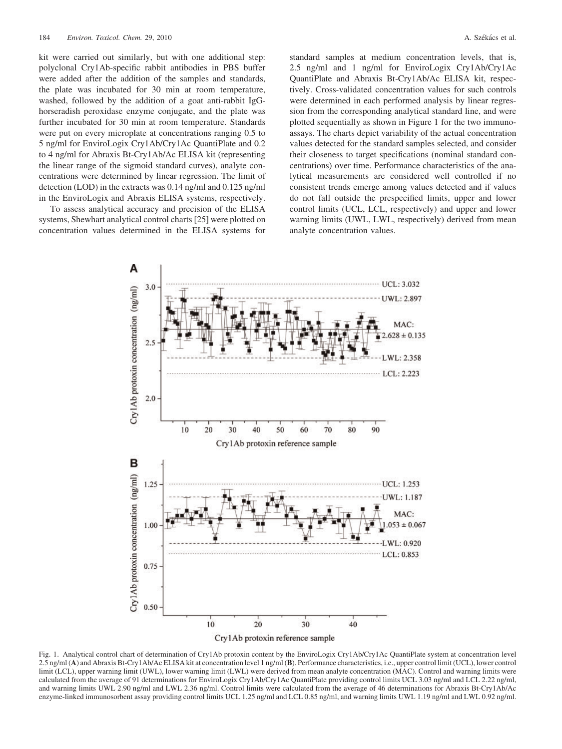kit were carried out similarly, but with one additional step: polyclonal Cry1Ab-specific rabbit antibodies in PBS buffer were added after the addition of the samples and standards, the plate was incubated for 30 min at room temperature, washed, followed by the addition of a goat anti-rabbit IgG-horseradish peroxidase enzyme conjugate, and the plate was further incubated for 30 min at room temperature. Standards were put on every microplate at concentrations ranging 0.5 to 5 ng/ml for EnviroLogix Cry1Ab/Cry1Ac QuantiPlate and 0.2 to 4 ng/ml for Abraxis Bt-Cry1Ab/Ac ELISA kit (representing the linear range of the sigmoid standard curves), analyte concentrations were determined by linear regression. The limit of detection (LOD) in the extracts was 0.14 ng/ml and 0.125 ng/ml in the EnviroLogix and Abraxis ELISA systems, respectively.

To assess analytical accuracy and precision of the ELISA systems, Shewhart analytical control charts [25] were plotted on concentration values determined in the ELISA systems for standard samples at medium concentration levels, that is, 2.5 ng/ml and 1 ng/ml for EnviroLogix Cry1Ab/Cry1Ac QuantiPlate and Abraxis Bt-Cry1Ab/Ac ELISA kit, respectively. Cross-validated concentration values for such controls were determined in each performed analysis by linear regression from the corresponding analytical standard line, and were plotted sequentially as shown in Figure 1 for the two immunoassays. The charts depict variability of the actual concentration values detected for the standard samples selected, and consider their closeness to target specifications (nominal standard concentrations) over time. Performance characteristics of the analytical measurements are considered well controlled if no consistent trends emerge among values detected and if values do not fall outside the prespecified limits, upper and lower control limits (UCL, LCL, respectively) and upper and lower warning limits (UWL, LWL, respectively) derived from mean analyte concentration values.

Fig. 1. Analytical control chart of determination of Cry1Ab protoxin content by the EnviroLogix Cry1Ab/Cry1Ac QuantiPlate system at concentration level 2.5 ng/ml (**A**) and Abraxis Bt-Cry1Ab/Ac ELISA kit at concentration level 1 ng/ml (**B**). Performance characteristics, i.e., upper control limit (UCL), lower control limit (LCL), upper warning limit (UWL), lower warning limit (LWL) were derived from mean analyte concentration (MAC). Control and warning limits were calculated from the average of 91 determinations for EnviroLogix Cry1Ab/Cry1Ac QuantiPlate providing control limits UCL 3.03 ng/ml and LCL 2.22 ng/ml, and warning limits UWL 2.90 ng/ml and LWL 2.36 ng/ml. Control limits were calculated from the average of 46 determinations for Abraxis Bt-Cry1Ab/Ac enzyme-linked immunosorbent assay providing control limits UCL 1.25 ng/ml and LCL 0.85 ng/ml, and warning limits UWL 1.19 ng/ml and LWL 0.92 ng/ml.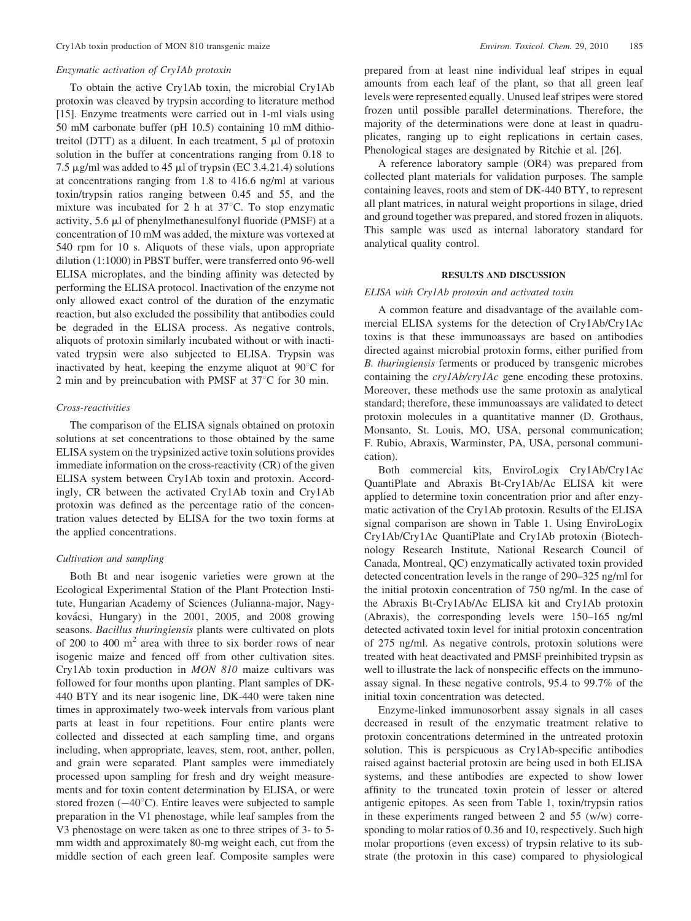*Enzymatic activation of Cry1Ab protoxin*

To obtain the active Cry1Ab toxin, the microbial Cry1Ab protoxin was cleaved by trypsin according to literature method [15]. Enzyme treatments were carried out in 1-ml vials using 50 mM carbonate buffer (pH 10.5) containing 10 mM dithiotreitol (DTT) as a diluent. In each treatment, 5 μl of protoxin solution in the buffer at concentrations ranging from 0.18 to 7.5 μg/ml was added to 45 μl of trypsin (EC 3.4.21.4) solutions at concentrations ranging from 1.8 to 416.6 ng/ml at various toxin/trypsin ratios ranging between 0.45 and 55, and the mixture was incubated for 2 h at 37°C. To stop enzymatic activity, 5.6 μl of phenylmethanesulfonyl fluoride (PMSF) at a concentration of 10 mM was added, the mixture was vortexed at 540 rpm for 10 s. Aliquots of these vials, upon appropriate dilution (1:1000) in PBST buffer, were transferred onto 96-well ELISA microplates, and the binding affinity was detected by performing the ELISA protocol. Inactivation of the enzyme not only allowed exact control of the duration of the enzymatic reaction, but also excluded the possibility that antibodies could be degraded in the ELISA process. As negative controls, aliquots of protoxin similarly incubated without or with inactivated trypsin were also subjected to ELISA. Trypsin was inactivated by heat, keeping the enzyme aliquot at 90°C for 2 min and by preincubation with PMSF at 37°C for 30 min.

*Cross-reactivities*

The comparison of the ELISA signals obtained on protoxin solutions at set concentrations to those obtained by the same ELISA system on the trypsinized active toxin solutions provides immediate information on the cross-reactivity (CR) of the given ELISA system between Cry1Ab toxin and protoxin. Accordingly, CR between the activated Cry1Ab toxin and Cry1Ab protoxin was defined as the percentage ratio of the concentration values detected by ELISA for the two toxin forms at the applied concentrations.

*Cultivation and sampling*

Both Bt and near isogenic varieties were grown at the Ecological Experimental Station of the Plant Protection Institute, Hungarian Academy of Sciences (Julianna-major, Nagykovácsi, Hungary) in the 2001, 2005, and 2008 growing seasons. *Bacillus thuringiensis* plants were cultivated on plots of 200 to 400 $m^2$ area with three to six border rows of near isogenic maize and fenced off from other cultivation sites. Cry1Ab toxin production in *MON 810* maize cultivars was followed for four months upon planting. Plant samples of DK-440 BTY and its near isogenic line, DK-440 were taken nine times in approximately two-week intervals from various plant parts at least in four repetitions. Four entire plants were collected and dissected at each sampling time, and organs including, when appropriate, leaves, stem, root, anther, pollen, and grain were separated. Plant samples were immediately processed upon sampling for fresh and dry weight measurements and for toxin content determination by ELISA, or were stored frozen (−40°C). Entire leaves were subjected to sample preparation in the V1 phenostage, while leaf samples from the V3 phenostage on were taken as one to three stripes of 3- to 5-mm width and approximately 80-mg weight each, cut from the middle section of each green leaf. Composite samples were prepared from at least nine individual leaf stripes in equal amounts from each leaf of the plant, so that all green leaf levels were represented equally. Unused leaf stripes were stored frozen until possible parallel determinations. Therefore, the majority of the determinations were done at least in quadruplicates, ranging up to eight replications in certain cases. Phenological stages are designated by Ritchie et al. [26].

A reference laboratory sample (OR4) was prepared from collected plant materials for validation purposes. The sample containing leaves, roots and stem of DK-440 BTY, to represent all plant matrices, in natural weight proportions in silage, dried and ground together was prepared, and stored frozen in aliquots. This sample was used as internal laboratory standard for analytical quality control.

## RESULTS AND DISCUSSION

*ELISA with Cry1Ab protoxin and activated toxin*

A common feature and disadvantage of the available commercial ELISA systems for the detection of Cry1Ab/Cry1Ac toxins is that these immunoassays are based on antibodies directed against microbial protoxin forms, either purified from *B. thuringiensis* ferments or produced by transgenic microbes containing the *cry1Ab/cry1Ac* gene encoding these protoxins. Moreover, these methods use the same protoxin as analytical standard; therefore, these immunoassays are validated to detect protoxin molecules in a quantitative manner (D. Grothaus, Monsanto, St. Louis, MO, USA, personal communication; F. Rubio, Abraxis, Warminster, PA, USA, personal communication).

Both commercial kits, EnviroLogix Cry1Ab/Cry1Ac QuantiPlate and Abraxis Bt-Cry1Ab/Ac ELISA kit were applied to determine toxin concentration prior and after enzymatic activation of the Cry1Ab protoxin. Results of the ELISA signal comparison are shown in Table 1. Using EnviroLogix Cry1Ab/Cry1Ac QuantiPlate and Cry1Ab protoxin (Biotechnology Research Institute, National Research Council of Canada, Montreal, QC) enzymatically activated toxin provided detected concentration levels in the range of 290–325 ng/ml for the initial protoxin concentration of 750 ng/ml. In the case of the Abraxis Bt-Cry1Ab/Ac ELISA kit and Cry1Ab protoxin (Abraxis), the corresponding levels were 150–165 ng/ml detected activated toxin level for initial protoxin concentration of 275 ng/ml. As negative controls, protoxin solutions were treated with heat deactivated and PMSF preinhibited trypsin as well to illustrate the lack of nonspecific effects on the immunoassay signal. In these negative controls, 95.4 to 99.7% of the initial toxin concentration was detected.

Enzyme-linked immunosorbent assay signals in all cases decreased in result of the enzymatic treatment relative to protoxin concentrations determined in the untreated protoxin solution. This is perspicuous as Cry1Ab-specific antibodies raised against bacterial protoxin are being used in both ELISA systems, and these antibodies are expected to show lower affinity to the truncated toxin protein of lesser or altered antigenic epitopes. As seen from Table 1, toxin/trypsin ratios in these experiments ranged between 2 and 55 (w/w) corresponding to molar ratios of 0.36 and 10, respectively. Such high molar proportions (even excess) of trypsin relative to its substrate (the protoxin in this case) compared to physiological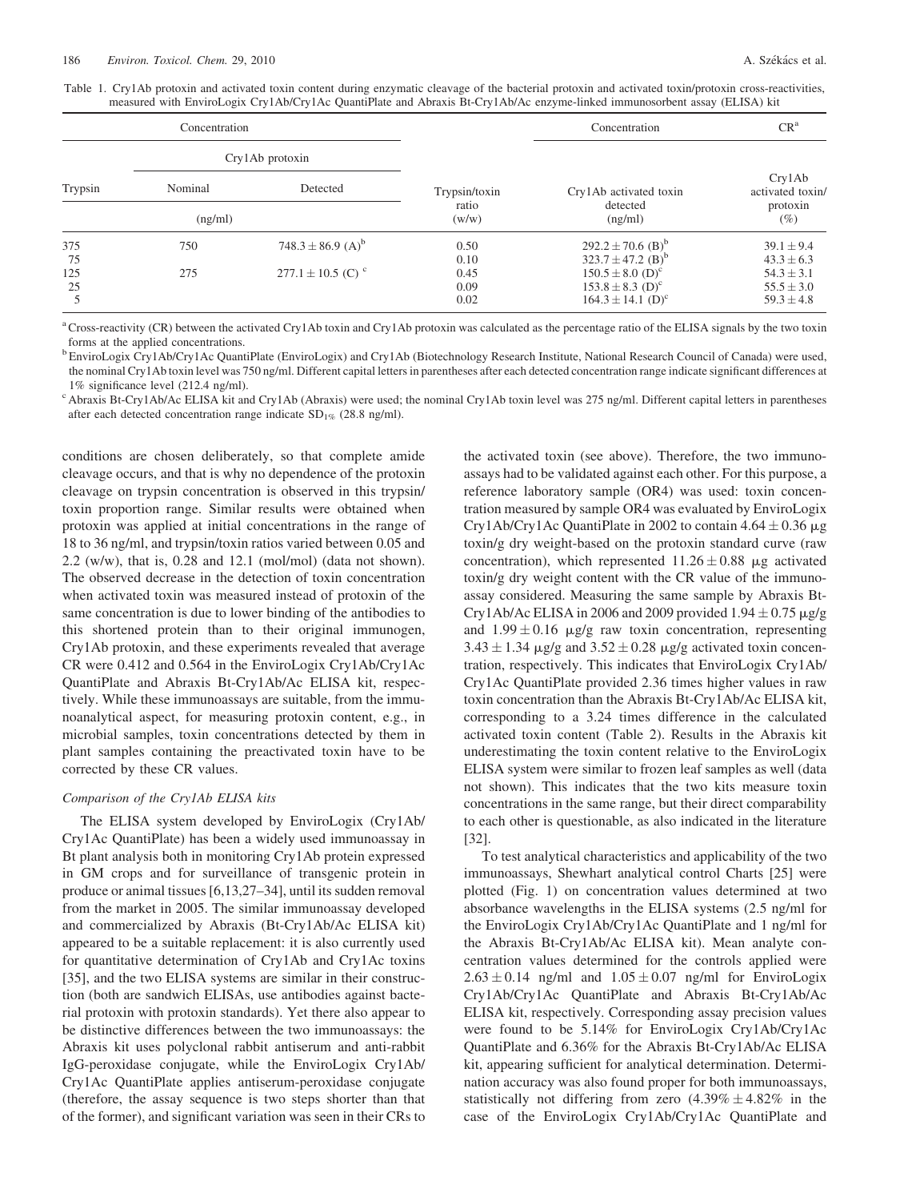Table 1. Cry1Ab protoxin and activated toxin content during enzymatic cleavage of the bacterial protoxin and activated toxin/protoxin cross-reactivities, measured with EnviroLogix Cry1Ab/Cry1Ac QuantiPlate and Abraxis Bt-Cry1Ab/Ac enzyme-linked immunosorbent assay (ELISA) kit

| Concentration | | | | Concentration | CR[a] |
|---|---|---|---|---|---|
| | Cry1Ab protoxin | | | | |
| Trypsin | Nominal | Detected | Trypsin/toxin ratio | Cry1Ab activated toxin detected | Cry1Ab activated toxin/ protoxin |
| (ng/ml) | | | (w/w) | (ng/ml) | (%) |
| 375 | 750 | $748.3 \pm 86.9$ (A)[b] | 0.50 | $292.2 \pm 70.6$ (B)[b] | $39.1 \pm 9.4$ |
| 75 | | | 0.10 | $323.7 \pm 47.2$ (B)[b] | $43.3 \pm 6.3$ |
| 125 | 275 | $277.1 \pm 10.5$ (C)[c] | 0.45 | $150.5 \pm 8.0$ (D)[c] | $54.3 \pm 3.1$ |
| 25 | | | 0.09 | $153.8 \pm 8.3$ (D)[c] | $55.5 \pm 3.0$ |
| 5 | | | 0.02 | $164.3 \pm 14.1$ (D)[c] | $59.3 \pm 4.8$ |

[a] Cross-reactivity (CR) between the activated Cry1Ab toxin and Cry1Ab protoxin was calculated as the percentage ratio of the ELISA signals by the two toxin forms at the applied concentrations.

[b] EnviroLogix Cry1Ab/Cry1Ac QuantiPlate (EnviroLogix) and Cry1Ab (Biotechnology Research Institute, National Research Council of Canada) were used, the nominal Cry1Ab toxin level was 750 ng/ml. Different capital letters in parentheses after each detected concentration range indicate significant differences at 1% significance level (212.4 ng/ml).

[c] Abraxis Bt-Cry1Ab/Ac ELISA kit and Cry1Ab (Abraxis) were used; the nominal Cry1Ab toxin level was 275 ng/ml. Different capital letters in parentheses after each detected concentration range indicate $SD_{1\%}$ (28.8 ng/ml).

conditions are chosen deliberately, so that complete amide cleavage occurs, and that is why no dependence of the protoxin cleavage on trypsin concentration is observed in this trypsin/toxin proportion range. Similar results were obtained when protoxin was applied at initial concentrations in the range of 18 to 36 ng/ml, and trypsin/toxin ratios varied between 0.05 and 2.2 (w/w), that is, 0.28 and 12.1 (mol/mol) (data not shown). The observed decrease in the detection of toxin concentration when activated toxin was measured instead of protoxin of the same concentration is due to lower binding of the antibodies to this shortened protein than to their original immunogen, Cry1Ab protoxin, and these experiments revealed that average CR were 0.412 and 0.564 in the EnviroLogix Cry1Ab/Cry1Ac QuantiPlate and Abraxis Bt-Cry1Ab/Ac ELISA kit, respectively. While these immunoassays are suitable, from the immunoanalytical aspect, for measuring protoxin content, e.g., in microbial samples, toxin concentrations detected by them in plant samples containing the preactivated toxin have to be corrected by these CR values.

### Comparison of the Cry1Ab ELISA kits

The ELISA system developed by EnviroLogix (Cry1Ab/Cry1Ac QuantiPlate) has been a widely used immunoassay in Bt plant analysis both in monitoring Cry1Ab protein expressed in GM crops and for surveillance of transgenic protein in produce or animal tissues [6,13,27–34], until its sudden removal from the market in 2005. The similar immunoassay developed and commercialized by Abraxis (Bt-Cry1Ab/Ac ELISA kit) appeared to be a suitable replacement: it is also currently used for quantitative determination of Cry1Ab and Cry1Ac toxins [35], and the two ELISA systems are similar in their construction (both are sandwich ELISAs, use antibodies against bacterial protoxin with protoxin standards). Yet there also appear to be distinctive differences between the two immunoassays: the Abraxis kit uses polyclonal rabbit antiserum and anti-rabbit IgG-peroxidase conjugate, while the EnviroLogix Cry1Ab/Cry1Ac QuantiPlate applies antiserum-peroxidase conjugate (therefore, the assay sequence is two steps shorter than that of the former), and significant variation was seen in their CRs to the activated toxin (see above). Therefore, the two immunoassays had to be validated against each other. For this purpose, a reference laboratory sample (OR4) was used: toxin concentration measured by sample OR4 was evaluated by EnviroLogix Cry1Ab/Cry1Ac QuantiPlate in 2002 to contain $4.64 \pm 0.36$ μg toxin/g dry weight-based on the protoxin standard curve (raw concentration), which represented $11.26 \pm 0.88$ μg activated toxin/g dry weight content with the CR value of the immunoassay considered. Measuring the same sample by Abraxis Bt-Cry1Ab/Ac ELISA in 2006 and 2009 provided $1.94 \pm 0.75$ μg/g and $1.99 \pm 0.16$ μg/g raw toxin concentration, representing $3.43 \pm 1.34$ μg/g and $3.52 \pm 0.28$ μg/g activated toxin concentration, respectively. This indicates that EnviroLogix Cry1Ab/Cry1Ac QuantiPlate provided 2.36 times higher values in raw toxin concentration than the Abraxis Bt-Cry1Ab/Ac ELISA kit, corresponding to a 3.24 times difference in the calculated activated toxin content (Table 2). Results in the Abraxis kit underestimating the toxin content relative to the EnviroLogix ELISA system were similar to frozen leaf samples as well (data not shown). This indicates that the two kits measure toxin concentrations in the same range, but their direct comparability to each other is questionable, as also indicated in the literature [32].

To test analytical characteristics and applicability of the two immunoassays, Shewhart analytical control Charts [25] were plotted (Fig. 1) on concentration values determined at two absorbance wavelengths in the ELISA systems (2.5 ng/ml for the EnviroLogix Cry1Ab/Cry1Ac QuantiPlate and 1 ng/ml for the Abraxis Bt-Cry1Ab/Ac ELISA kit). Mean analyte concentration values determined for the controls applied were $2.63 \pm 0.14$ ng/ml and $1.05 \pm 0.07$ ng/ml for EnviroLogix Cry1Ab/Cry1Ac QuantiPlate and Abraxis Bt-Cry1Ab/Ac ELISA kit, respectively. Corresponding assay precision values were found to be 5.14% for EnviroLogix Cry1Ab/Cry1Ac QuantiPlate and 6.36% for the Abraxis Bt-Cry1Ab/Ac ELISA kit, appearing sufficient for analytical determination. Determination accuracy was also found proper for both immunoassays, statistically not differing from zero ($4.39\% \pm 4.82\%$ in the case of the EnviroLogix Cry1Ab/Cry1Ac QuantiPlate and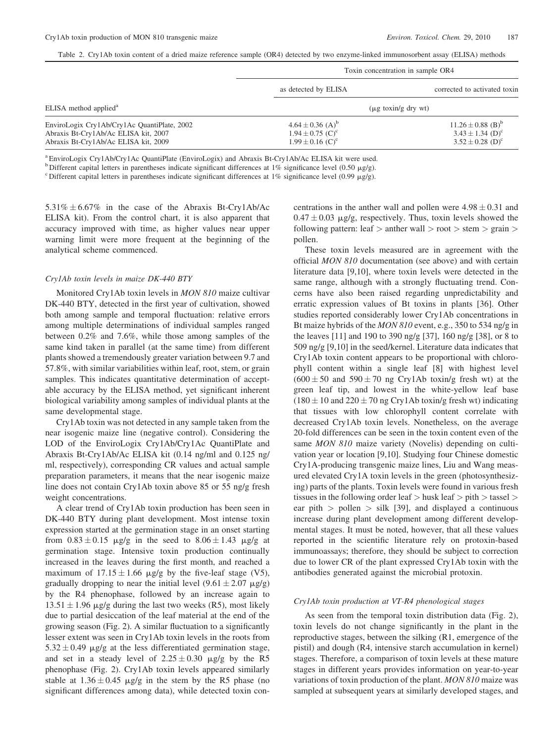Table 2. Cry1Ab toxin content of a dried maize reference sample (OR4) detected by two enzyme-linked immunosorbent assay (ELISA) methods

| ELISA method applied[a] | Toxin concentration in sample OR4: as detected by ELISA ($\mu$g toxin/g dry wt) | Toxin concentration in sample OR4: corrected to activated toxin ($\mu$g toxin/g dry wt) |
|---|---|---|
| EnviroLogix Cry1Ab/Cry1Ac QuantiPlate, 2002 | $4.64 \pm 0.36$ (A)[b] | $11.26 \pm 0.88$ (B)[b] |
| Abraxis Bt-Cry1Ab/Ac ELISA kit, 2007 | $1.94 \pm 0.75$ (C)[c] | $3.43 \pm 1.34$ (D)[c] |
| Abraxis Bt-Cry1Ab/Ac ELISA kit, 2009 | $1.99 \pm 0.16$ (C)[c] | $3.52 \pm 0.28$ (D)[c] |

[a] EnviroLogix Cry1Ab/Cry1Ac QuantiPlate (EnviroLogix) and Abraxis Bt-Cry1Ab/Ac ELISA kit were used.
[b] Different capital letters in parentheses indicate significant differences at 1% significance level (0.50 $\mu$g/g).
[c] Different capital letters in parentheses indicate significant differences at 1% significance level (0.99 $\mu$g/g).

5.31% ± 6.67% in the case of the Abraxis Bt-Cry1Ab/Ac ELISA kit). From the control chart, it is also apparent that accuracy improved with time, as higher values near upper warning limit were more frequent at the beginning of the analytical scheme commenced.

### *Cry1Ab toxin levels in maize DK-440 BTY*

Monitored Cry1Ab toxin levels in *MON 810* maize cultivar DK-440 BTY, detected in the first year of cultivation, showed both among sample and temporal fluctuation: relative errors among multiple determinations of individual samples ranged between 0.2% and 7.6%, while those among samples of the same kind taken in parallel (at the same time) from different plants showed a tremendously greater variation between 9.7 and 57.8%, with similar variabilities within leaf, root, stem, or grain samples. This indicates quantitative determination of acceptable accuracy by the ELISA method, yet significant inherent biological variability among samples of individual plants at the same developmental stage.

Cry1Ab toxin was not detected in any sample taken from the near isogenic maize line (negative control). Considering the LOD of the EnviroLogix Cry1Ab/Cry1Ac QuantiPlate and Abraxis Bt-Cry1Ab/Ac ELISA kit (0.14 ng/ml and 0.125 ng/ml, respectively), corresponding CR values and actual sample preparation parameters, it means that the near isogenic maize line does not contain Cry1Ab toxin above 85 or 55 ng/g fresh weight concentrations.

A clear trend of Cry1Ab toxin production has been seen in DK-440 BTY during plant development. Most intense toxin expression started at the germination stage in an onset starting from $0.83 \pm 0.15$ $\mu$g/g in the seed to $8.06 \pm 1.43$ $\mu$g/g at germination stage. Intensive toxin production continually increased in the leaves during the first month, and reached a maximum of $17.15 \pm 1.66$ $\mu$g/g by the five-leaf stage (V5), gradually dropping to near the initial level ($9.61 \pm 2.07$ $\mu$g/g) by the R4 phenophase, followed by an increase again to $13.51 \pm 1.96$ $\mu$g/g during the last two weeks (R5), most likely due to partial desiccation of the leaf material at the end of the growing season (Fig. 2). A similar fluctuation to a significantly lesser extent was seen in Cry1Ab toxin levels in the roots from $5.32 \pm 0.49$ $\mu$g/g at the less differentiated germination stage, and set in a steady level of $2.25 \pm 0.30$ $\mu$g/g by the R5 phenophase (Fig. 2). Cry1Ab toxin levels appeared similarly stable at $1.36 \pm 0.45$ $\mu$g/g in the stem by the R5 phase (no significant differences among data), while detected toxin concentrations in the anther wall and pollen were $4.98 \pm 0.31$ and $0.47 \pm 0.03$ $\mu$g/g, respectively. Thus, toxin levels showed the following pattern: leaf > anther wall > root > stem > grain > pollen.

These toxin levels measured are in agreement with the official *MON 810* documentation (see above) and with certain literature data [9,10], where toxin levels were detected in the same range, although with a strongly fluctuating trend. Concerns have also been raised regarding unpredictability and erratic expression values of Bt toxins in plants [36]. Other studies reported considerably lower Cry1Ab concentrations in Bt maize hybrids of the *MON 810* event, e.g., 350 to 534 ng/g in the leaves [11] and 190 to 390 ng/g [37], 160 ng/g [38], or 8 to 509 ng/g [9,10] in the seed/kernel. Literature data indicates that Cry1Ab toxin content appears to be proportional with chlorophyll content within a single leaf [8] with highest level ($600 \pm 50$ and $590 \pm 70$ ng Cry1Ab toxin/g fresh wt) at the green leaf tip, and lowest in the white-yellow leaf base ($180 \pm 10$ and $220 \pm 70$ ng Cry1Ab toxin/g fresh wt) indicating that tissues with low chlorophyll content correlate with decreased Cry1Ab toxin levels. Nonetheless, on the average 20-fold differences can be seen in the toxin content even of the same *MON 810* maize variety (Novelis) depending on cultivation year or location [9,10]. Studying four Chinese domestic Cry1A-producing transgenic maize lines, Liu and Wang measured elevated Cry1A toxin levels in the green (photosynthesizing) parts of the plants. Toxin levels were found in various fresh tissues in the following order leaf > husk leaf > pith > tassel > ear pith > pollen > silk [39], and displayed a continuous increase during plant development among different developmental stages. It must be noted, however, that all these values reported in the scientific literature rely on protoxin-based immunoassays; therefore, they should be subject to correction due to lower CR of the plant expressed Cry1Ab toxin with the antibodies generated against the microbial protoxin.

### *Cry1Ab toxin production at VT-R4 phenological stages*

As seen from the temporal toxin distribution data (Fig. 2), toxin levels do not change significantly in the plant in the reproductive stages, between the silking (R1, emergence of the pistil) and dough (R4, intensive starch accumulation in kernel) stages. Therefore, a comparison of toxin levels at these mature stages in different years provides information on year-to-year variations of toxin production of the plant. *MON 810* maize was sampled at subsequent years at similarly developed stages, and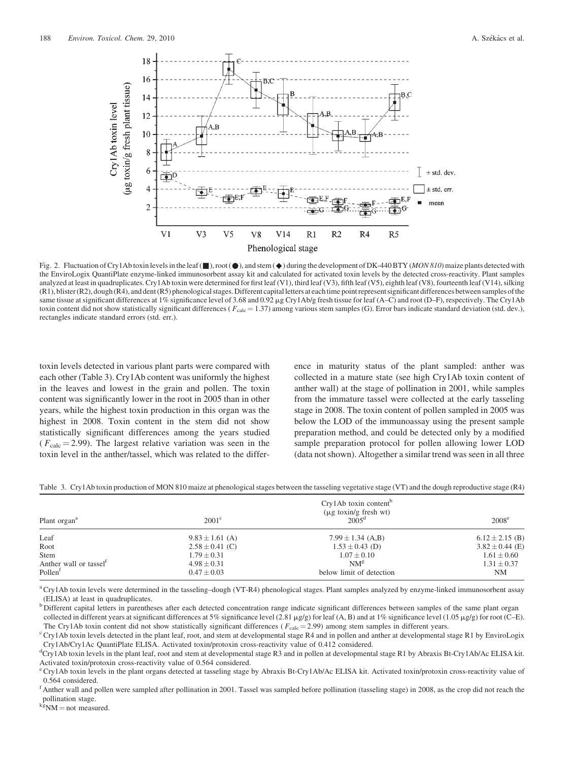Fig. 2. Fluctuation of Cry1Ab toxin levels in the leaf (■), root (●), and stem (◆) during the development of DK-440 BTY (*MON 810*) maize plants detected with the EnviroLogix QuantiPlate enzyme-linked immunosorbent assay kit and calculated for activated toxin levels by the detected cross-reactivity. Plant samples analyzed at least in quadruplicates. Cry1Ab toxin were determined for first leaf (V1), third leaf (V3), fifth leaf (V5), eighth leaf (V8), fourteenth leaf (V14), silking (R1), blister (R2), dough (R4), and dent (R5) phenological stages. Different capital letters at each time point represent significant differences between samples of the same tissue at significant differences at 1% significance level of 3.68 and 0.92 μg Cry1Ab/g fresh tissue for leaf (A–C) and root (D–F), respectively. The Cry1Ab toxin content did not show statistically significant differences ( $F_{calc} = 1.37$) among various stem samples (G). Error bars indicate standard deviation (std. dev.), rectangles indicate standard errors (std. err.).

toxin levels detected in various plant parts were compared with each other (Table 3). Cry1Ab content was uniformly the highest in the leaves and lowest in the grain and pollen. The toxin content was significantly lower in the root in 2005 than in other years, while the highest toxin production in this organ was the highest in 2008. Toxin content in the stem did not show statistically significant differences among the years studied ( $F_{calc} = 2.99$). The largest relative variation was seen in the toxin level in the anther/tassel, which was related to the difference in maturity status of the plant sampled: anther was collected in a mature state (see high Cry1Ab toxin content of anther wall) at the stage of pollination in 2001, while samples from the immature tassel were collected at the early tasseling stage in 2008. The toxin content of pollen sampled in 2005 was below the LOD of the immunoassay using the present sample preparation method, and could be detected only by a modified sample preparation protocol for pollen allowing lower LOD (data not shown). Altogether a similar trend was seen in all three

Table 3. Cry1Ab toxin production of MON 810 maize at phenological stages between the tasseling vegetative stage (VT) and the dough reproductive stage (R4)

| Plant organ[a] | Cry1Ab toxin content[b] (μg toxin/g fresh wt) 2001[c] | 2005[d] | 2008[e] |
|---|---|---|---|
| Leaf | 9.83 ± 1.61 (A) | 7.99 ± 1.34 (A,B) | 6.12 ± 2.15 (B) |
| Root | 2.58 ± 0.41 (C) | 1.53 ± 0.43 (D) | 3.82 ± 0.44 (E) |
| Stem | 1.79 ± 0.31 | 1.07 ± 0.10 | 1.61 ± 0.60 |
| Anther wall or tassel[f] | 4.98 ± 0.31 | NM[g] | 1.31 ± 0.37 |
| Pollen[f] | 0.47 ± 0.03 | below limit of detection | NM |

[a] Cry1Ab toxin levels were determined in the tasseling–dough (VT-R4) phenological stages. Plant samples analyzed by enzyme-linked immunosorbent assay (ELISA) at least in quadruplicates.

[b] Different capital letters in parentheses after each detected concentration range indicate significant differences between samples of the same plant organ collected in different years at significant differences at 5% significance level (2.81 μg/g) for leaf (A, B) and at 1% significance level (1.05 μg/g) for root (C–E). The Cry1Ab toxin content did not show statistically significant differences ( $F_{calc} = 2.99$) among stem samples in different years.

[c] Cry1Ab toxin levels detected in the plant leaf, root, and stem at developmental stage R4 and in pollen and anther at developmental stage R1 by EnviroLogix Cry1Ab/Cry1Ac QuantiPlate ELISA. Activated toxin/protoxin cross-reactivity value of 0.412 considered.

[d] Cry1Ab toxin levels in the plant leaf, root and stem at developmental stage R3 and in pollen at developmental stage R1 by Abraxis Bt-Cry1Ab/Ac ELISA kit. Activated toxin/protoxin cross-reactivity value of 0.564 considered.

[e] Cry1Ab toxin levels in the plant organs detected at tasseling stage by Abraxis Bt-Cry1Ab/Ac ELISA kit. Activated toxin/protoxin cross-reactivity value of 0.564 considered.

[f] Anther wall and pollen were sampled after pollination in 2001. Tassel was sampled before pollination (tasseling stage) in 2008, as the crop did not reach the pollination stage.

[k,g] NM = not measured.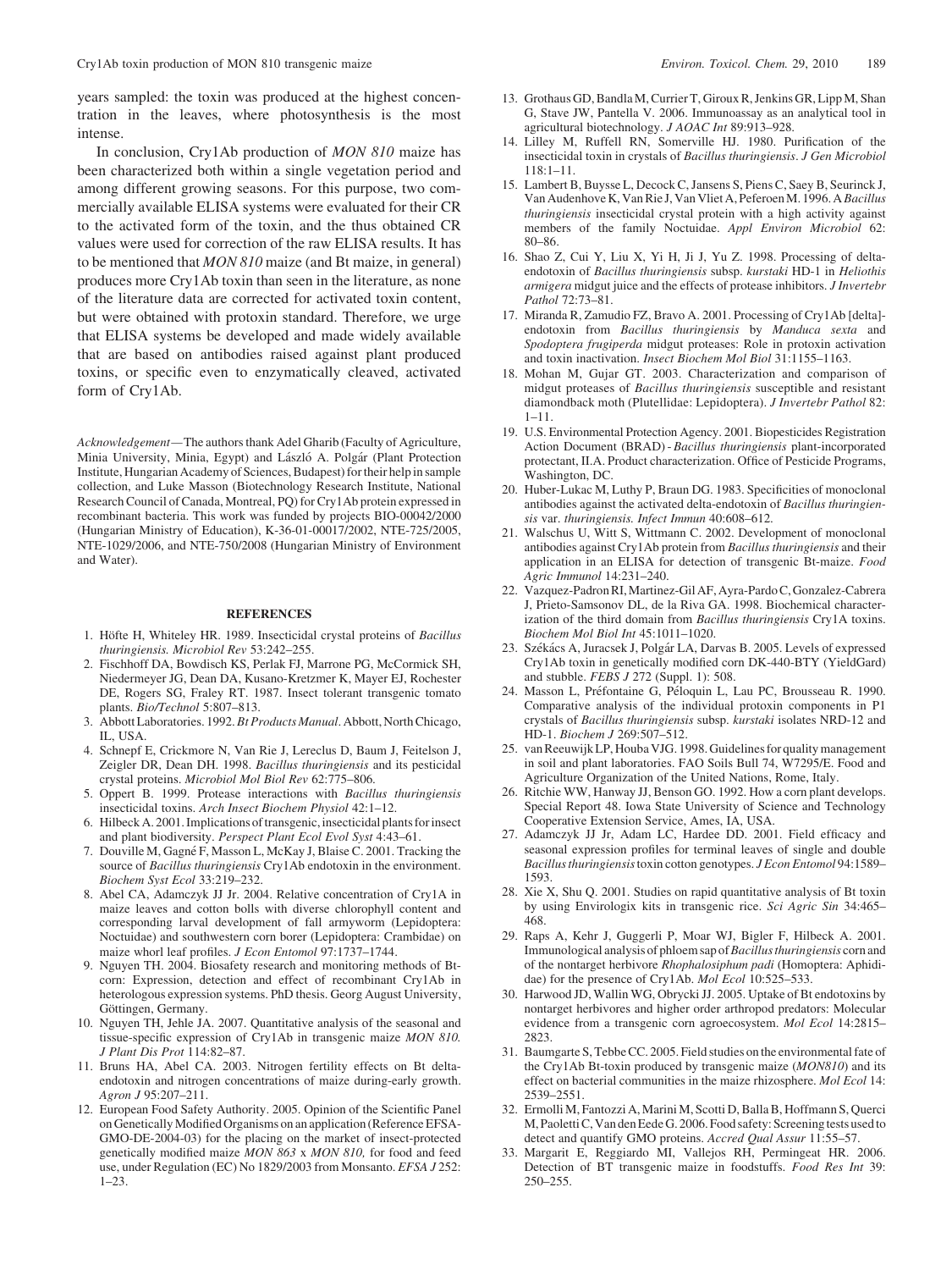years sampled: the toxin was produced at the highest concentration in the leaves, where photosynthesis is the most intense.

In conclusion, Cry1Ab production of *MON 810* maize has been characterized both within a single vegetation period and among different growing seasons. For this purpose, two commercially available ELISA systems were evaluated for their CR to the activated form of the toxin, and the thus obtained CR values were used for correction of the raw ELISA results. It has to be mentioned that *MON 810* maize (and Bt maize, in general) produces more Cry1Ab toxin than seen in the literature, as none of the literature data are corrected for activated toxin content, but were obtained with protoxin standard. Therefore, we urge that ELISA systems be developed and made widely available that are based on antibodies raised against plant produced toxins, or specific even to enzymatically cleaved, activated form of Cry1Ab.

*Acknowledgement*—The authors thank Adel Gharib (Faculty of Agriculture, Minia University, Minia, Egypt) and László A. Polgár (Plant Protection Institute, Hungarian Academy of Sciences, Budapest) for their help in sample collection, and Luke Masson (Biotechnology Research Institute, National Research Council of Canada, Montreal, PQ) for Cry1Ab protein expressed in recombinant bacteria. This work was funded by projects BIO-00042/2000 (Hungarian Ministry of Education), K-36-01-00017/2002, NTE-725/2005, NTE-1029/2006, and NTE-750/2008 (Hungarian Ministry of Environment and Water).

## REFERENCES

1. Höfte H, Whiteley HR. 1989. Insecticidal crystal proteins of *Bacillus thuringiensis. Microbiol Rev* 53:242–255.
2. Fischhoff DA, Bowdisch KS, Perlak FJ, Marrone PG, McCormick SH, Niedermeyer JG, Dean DA, Kusano-Kretzmer K, Mayer EJ, Rochester DE, Rogers SG, Fraley RT. 1987. Insect tolerant transgenic tomato plants. *Bio/Technol* 5:807–813.
3. Abbott Laboratories. 1992. *Bt Products Manual*. Abbott, North Chicago, IL, USA.
4. Schnepf E, Crickmore N, Van Rie J, Lereclus D, Baum J, Feitelson J, Zeigler DR, Dean DH. 1998. *Bacillus thuringiensis* and its pesticidal crystal proteins. *Microbiol Mol Biol Rev* 62:775–806.
5. Oppert B. 1999. Protease interactions with *Bacillus thuringiensis* insecticidal toxins. *Arch Insect Biochem Physiol* 42:1–12.
6. Hilbeck A. 2001. Implications of transgenic, insecticidal plants for insect and plant biodiversity. *Perspect Plant Ecol Evol Syst* 4:43–61.
7. Douville M, Gagné F, Masson L, McKay J, Blaise C. 2001. Tracking the source of *Bacillus thuringiensis* Cry1Ab endotoxin in the environment. *Biochem Syst Ecol* 33:219–232.
8. Abel CA, Adamczyk JJ Jr. 2004. Relative concentration of Cry1A in maize leaves and cotton bolls with diverse chlorophyll content and corresponding larval development of fall armyworm (Lepidoptera: Noctuidae) and southwestern corn borer (Lepidoptera: Crambidae) on maize whorl leaf profiles. *J Econ Entomol* 97:1737–1744.
9. Nguyen TH. 2004. Biosafety research and monitoring methods of Bt-corn: Expression, detection and effect of recombinant Cry1Ab in heterologous expression systems. PhD thesis. Georg August University, Göttingen, Germany.
10. Nguyen TH, Jehle JA. 2007. Quantitative analysis of the seasonal and tissue-specific expression of Cry1Ab in transgenic maize *MON 810. J Plant Dis Prot* 114:82–87.
11. Bruns HA, Abel CA. 2003. Nitrogen fertility effects on Bt delta-endotoxin and nitrogen concentrations of maize during-early growth. *Agron J* 95:207–211.
12. European Food Safety Authority. 2005. Opinion of the Scientific Panel on Genetically Modified Organisms on an application (Reference EFSA-GMO-DE-2004-03) for the placing on the market of insect-protected genetically modified maize *MON 863* x *MON 810,* for food and feed use, under Regulation (EC) No 1829/2003 from Monsanto. *EFSA J* 252: 1–23.
13. Grothaus GD, Bandla M, Currier T, Giroux R, Jenkins GR, Lipp M, Shan G, Stave JW, Pantella V. 2006. Immunoassay as an analytical tool in agricultural biotechnology. *J AOAC Int* 89:913–928.
14. Lilley M, Ruffell RN, Somerville HJ. 1980. Purification of the insecticidal toxin in crystals of *Bacillus thuringiensis*. *J Gen Microbiol* 118:1–11.
15. Lambert B, Buysse L, Decock C, Jansens S, Piens C, Saey B, Seurinck J, Van Audenhove K, Van Rie J, Van Vliet A, Peferoen M. 1996. A *Bacillus thuringiensis* insecticidal crystal protein with a high activity against members of the family Noctuidae. *Appl Environ Microbiol* 62: 80–86.
16. Shao Z, Cui Y, Liu X, Yi H, Ji J, Yu Z. 1998. Processing of delta-endotoxin of *Bacillus thuringiensis* subsp. *kurstaki* HD-1 in *Heliothis armigera* midgut juice and the effects of protease inhibitors. *J Invertebr Pathol* 72:73–81.
17. Miranda R, Zamudio FZ, Bravo A. 2001. Processing of Cry1Ab [delta]-endotoxin from *Bacillus thuringiensis* by *Manduca sexta* and *Spodoptera frugiperda* midgut proteases: Role in protoxin activation and toxin inactivation. *Insect Biochem Mol Biol* 31:1155–1163.
18. Mohan M, Gujar GT. 2003. Characterization and comparison of midgut proteases of *Bacillus thuringiensis* susceptible and resistant diamondback moth (Plutellidae: Lepidoptera). *J Invertebr Pathol* 82: 1–11.
19. U.S. Environmental Protection Agency. 2001. Biopesticides Registration Action Document (BRAD) - *Bacillus thuringiensis* plant-incorporated protectant, II.A. Product characterization. Office of Pesticide Programs, Washington, DC.
20. Huber-Lukac M, Luthy P, Braun DG. 1983. Specificities of monoclonal antibodies against the activated delta-endotoxin of *Bacillus thuringiensis* var. *thuringiensis. Infect Immun* 40:608–612.
21. Walschus U, Witt S, Wittmann C. 2002. Development of monoclonal antibodies against Cry1Ab protein from *Bacillus thuringiensis* and their application in an ELISA for detection of transgenic Bt-maize. *Food Agric Immunol* 14:231–240.
22. Vazquez-Padron RI, Martinez-Gil AF, Ayra-Pardo C, Gonzalez-Cabrera J, Prieto-Samsonov DL, de la Riva GA. 1998. Biochemical characterization of the third domain from *Bacillus thuringiensis* Cry1A toxins. *Biochem Mol Biol Int* 45:1011–1020.
23. Székács A, Juracsek J, Polgár LA, Darvas B. 2005. Levels of expressed Cry1Ab toxin in genetically modified corn DK-440-BTY (YieldGard) and stubble. *FEBS J* 272 (Suppl. 1): 508.
24. Masson L, Préfontaine G, Péloquin L, Lau PC, Brousseau R. 1990. Comparative analysis of the individual protoxin components in P1 crystals of *Bacillus thuringiensis* subsp. *kurstaki* isolates NRD-12 and HD-1. *Biochem J* 269:507–512.
25. van Reeuwijk LP, Houba VJG. 1998. Guidelines for quality management in soil and plant laboratories. FAO Soils Bull 74, W7295/E. Food and Agriculture Organization of the United Nations, Rome, Italy.
26. Ritchie WW, Hanway JJ, Benson GO. 1992. How a corn plant develops. Special Report 48. Iowa State University of Science and Technology Cooperative Extension Service, Ames, IA, USA.
27. Adamczyk JJ Jr, Adam LC, Hardee DD. 2001. Field efficacy and seasonal expression profiles for terminal leaves of single and double *Bacillus thuringiensis* toxin cotton genotypes. *J Econ Entomol* 94:1589–1593.
28. Xie X, Shu Q. 2001. Studies on rapid quantitative analysis of Bt toxin by using Envirologix kits in transgenic rice. *Sci Agric Sin* 34:465–468.
29. Raps A, Kehr J, Guggerli P, Moar WJ, Bigler F, Hilbeck A. 2001. Immunological analysis of phloem sap of *Bacillus thuringiensis* corn and of the nontarget herbivore *Rhophalosiphum padi* (Homoptera: Aphididae) for the presence of Cry1Ab. *Mol Ecol* 10:525–533.
30. Harwood JD, Wallin WG, Obrycki JJ. 2005. Uptake of Bt endotoxins by nontarget herbivores and higher order arthropod predators: Molecular evidence from a transgenic corn agroecosystem. *Mol Ecol* 14:2815–2823.
31. Baumgarte S, Tebbe CC. 2005. Field studies on the environmental fate of the Cry1Ab Bt-toxin produced by transgenic maize (*MON810*) and its effect on bacterial communities in the maize rhizosphere. *Mol Ecol* 14: 2539–2551.
32. Ermolli M, Fantozzi A, Marini M, Scotti D, Balla B, Hoffmann S, Querci M, Paoletti C, Van den Eede G. 2006. Food safety: Screening tests used to detect and quantify GMO proteins. *Accred Qual Assur* 11:55–57.
33. Margarit E, Reggiardo MI, Vallejos RH, Permingeat HR. 2006. Detection of BT transgenic maize in foodstuffs. *Food Res Int* 39: 250–255.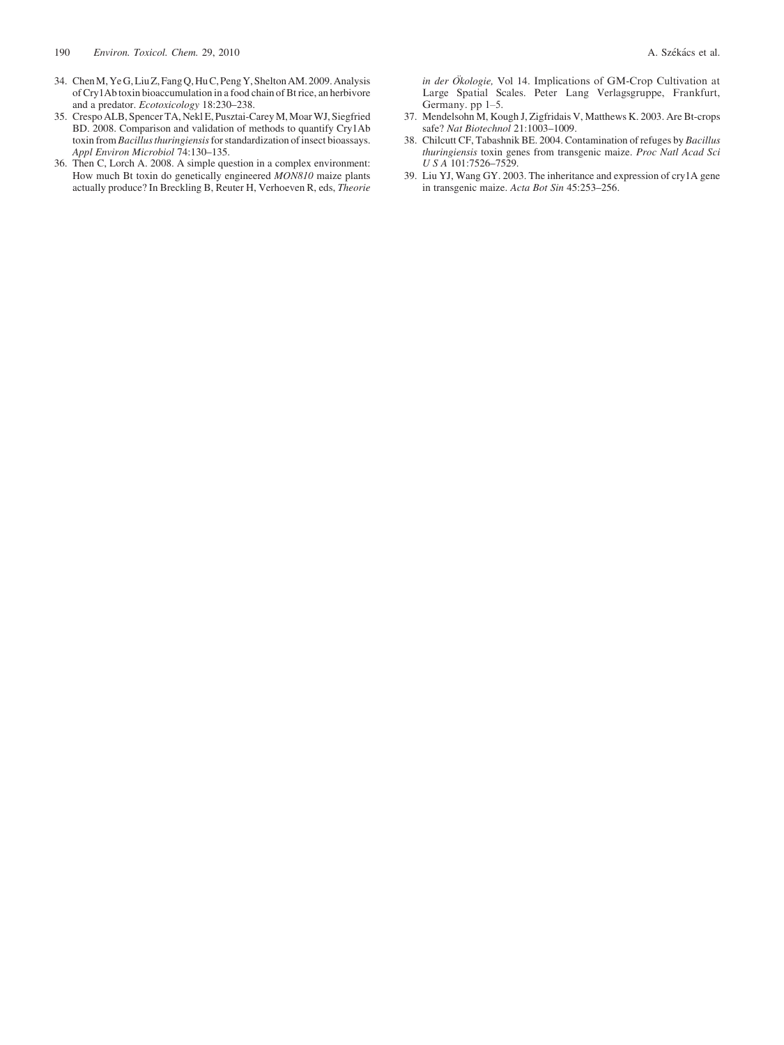34. Chen M, Ye G, Liu Z, Fang Q, Hu C, Peng Y, Shelton AM. 2009. Analysis of Cry1Ab toxin bioaccumulation in a food chain of Bt rice, an herbivore and a predator. *Ecotoxicology* 18:230–238.
35. Crespo ALB, Spencer TA, Nekl E, Pusztai-Carey M, Moar WJ, Siegfried BD. 2008. Comparison and validation of methods to quantify Cry1Ab toxin from *Bacillus thuringiensis* for standardization of insect bioassays. *Appl Environ Microbiol* 74:130–135.
36. Then C, Lorch A. 2008. A simple question in a complex environment: How much Bt toxin do genetically engineered *MON810* maize plants actually produce? In Breckling B, Reuter H, Verhoeven R, eds, *Theorie in der Ökologie,* Vol 14. Implications of GM-Crop Cultivation at Large Spatial Scales. Peter Lang Verlagsgruppe, Frankfurt, Germany. pp 1–5.
37. Mendelsohn M, Kough J, Zigfridais V, Matthews K. 2003. Are Bt-crops safe? *Nat Biotechnol* 21:1003–1009.
38. Chilcutt CF, Tabashnik BE. 2004. Contamination of refuges by *Bacillus thuringiensis* toxin genes from transgenic maize. *Proc Natl Acad Sci U S A* 101:7526–7529.
39. Liu YJ, Wang GY. 2003. The inheritance and expression of cry1A gene in transgenic maize. *Acta Bot Sin* 45:253–256.